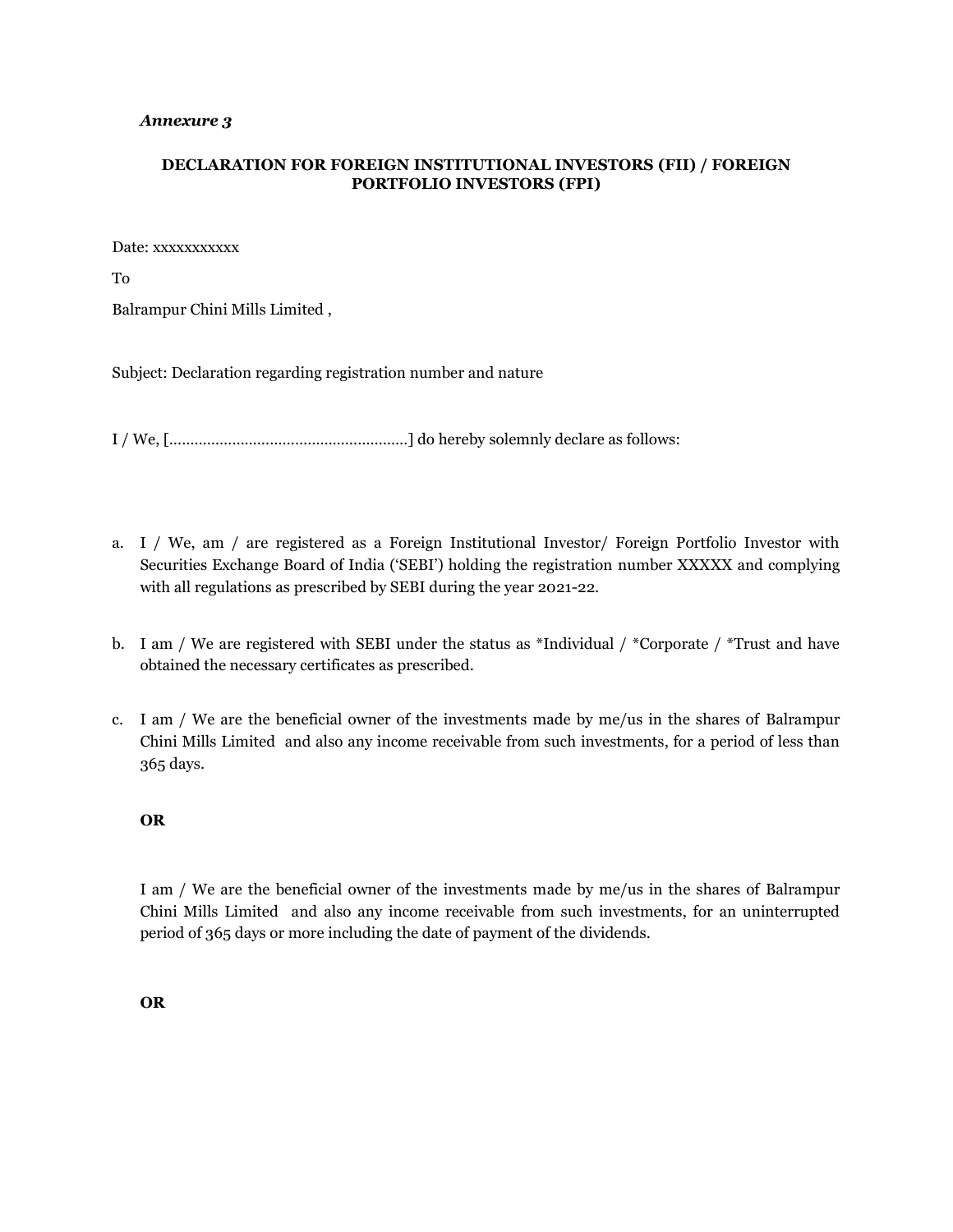*Annexure 3*

**DECLARATION FOR FOREIGN INSTITUTIONAL INVESTORS (FII) / FOREIGN PORTFOLIO INVESTORS (FPI)**

Date: xxxxxxxxxxx

To

Balrampur Chini Mills Limited ,

Subject: Declaration regarding registration number and nature

I / We, [.......................................................] do hereby solemnly declare as follows:

a. I / We, am / are registered as a Foreign Institutional Investor/ Foreign Portfolio Investor with Securities Exchange Board of India ('SEBI') holding the registration number XXXXX and complying with all regulations as prescribed by SEBI during the year 2021-22.

b. I am / We are registered with SEBI under the status as *Individual / *Corporate / *Trust and have obtained the necessary certificates as prescribed.

c. I am / We are the beneficial owner of the investments made by me/us in the shares of Balrampur Chini Mills Limited and also any income receivable from such investments, for a period of less than 365 days.

   **OR**

   I am / We are the beneficial owner of the investments made by me/us in the shares of Balrampur Chini Mills Limited and also any income receivable from such investments, for an uninterrupted period of 365 days or more including the date of payment of the dividends.

   **OR**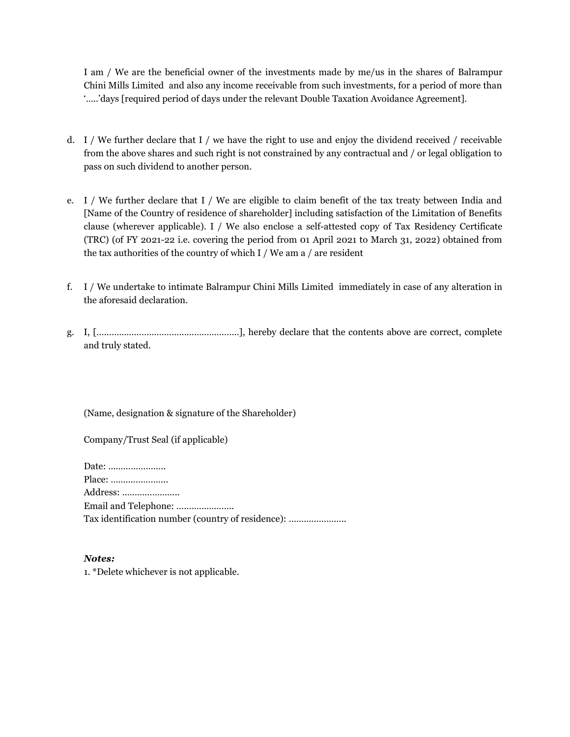I am / We are the beneficial owner of the investments made by me/us in the shares of Balrampur Chini Mills Limited and also any income receivable from such investments, for a period of more than '.....'days [required period of days under the relevant Double Taxation Avoidance Agreement].

d. I / We further declare that I / we have the right to use and enjoy the dividend received / receivable from the above shares and such right is not constrained by any contractual and / or legal obligation to pass on such dividend to another person.

e. I / We further declare that I / We are eligible to claim benefit of the tax treaty between India and [Name of the Country of residence of shareholder] including satisfaction of the Limitation of Benefits clause (wherever applicable). I / We also enclose a self-attested copy of Tax Residency Certificate (TRC) (of FY 2021-22 i.e. covering the period from 01 April 2021 to March 31, 2022) obtained from the tax authorities of the country of which I / We am a / are resident

f. I / We undertake to intimate Balrampur Chini Mills Limited immediately in case of any alteration in the aforesaid declaration.

g. I, [.........................................................], hereby declare that the contents above are correct, complete and truly stated.

(Name, designation & signature of the Shareholder)

Company/Trust Seal (if applicable)

Date: .......................
Place: .......................
Address: .......................
Email and Telephone: .......................
Tax identification number (country of residence): .......................

***Notes:***

1. *Delete whichever is not applicable.